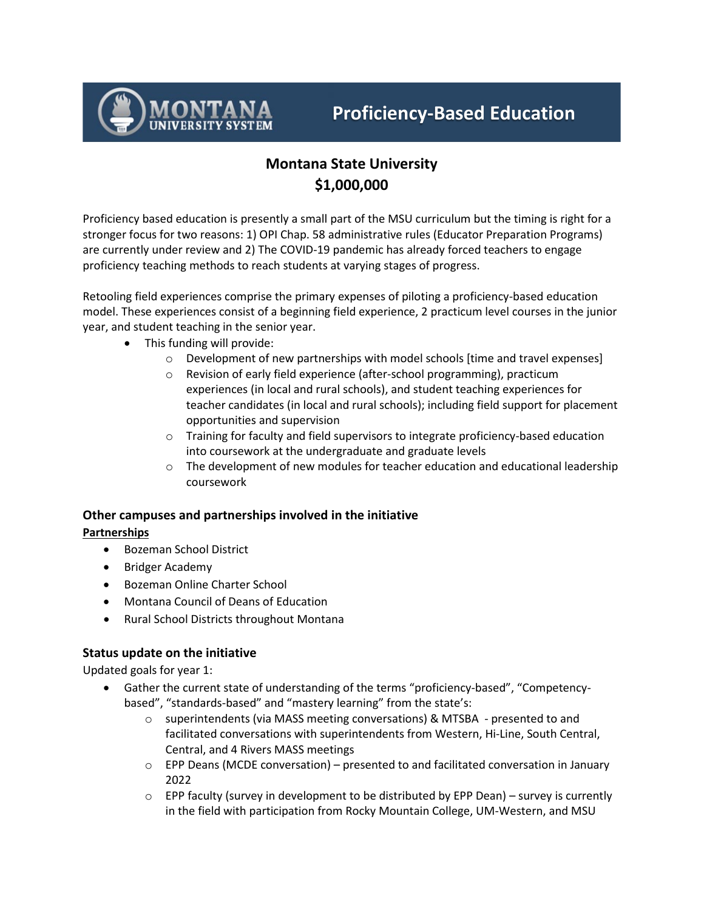# Proficiency-Based Education

## Montana State University
## $1,000,000

Proficiency based education is presently a small part of the MSU curriculum but the timing is right for a stronger focus for two reasons: 1) OPI Chap. 58 administrative rules (Educator Preparation Programs) are currently under review and 2) The COVID-19 pandemic has already forced teachers to engage proficiency teaching methods to reach students at varying stages of progress.

Retooling field experiences comprise the primary expenses of piloting a proficiency-based education model. These experiences consist of a beginning field experience, 2 practicum level courses in the junior year, and student teaching in the senior year.

- This funding will provide:
  - Development of new partnerships with model schools [time and travel expenses]
  - Revision of early field experience (after-school programming), practicum experiences (in local and rural schools), and student teaching experiences for teacher candidates (in local and rural schools); including field support for placement opportunities and supervision
  - Training for faculty and field supervisors to integrate proficiency-based education into coursework at the undergraduate and graduate levels
  - The development of new modules for teacher education and educational leadership coursework

### Other campuses and partnerships involved in the initiative

**Partnerships**

- Bozeman School District
- Bridger Academy
- Bozeman Online Charter School
- Montana Council of Deans of Education
- Rural School Districts throughout Montana

### Status update on the initiative

Updated goals for year 1:

- Gather the current state of understanding of the terms "proficiency-based", "Competency-based", "standards-based" and "mastery learning" from the state's:
  - superintendents (via MASS meeting conversations) & MTSBA - presented to and facilitated conversations with superintendents from Western, Hi-Line, South Central, Central, and 4 Rivers MASS meetings
  - EPP Deans (MCDE conversation) – presented to and facilitated conversation in January 2022
  - EPP faculty (survey in development to be distributed by EPP Dean) – survey is currently in the field with participation from Rocky Mountain College, UM-Western, and MSU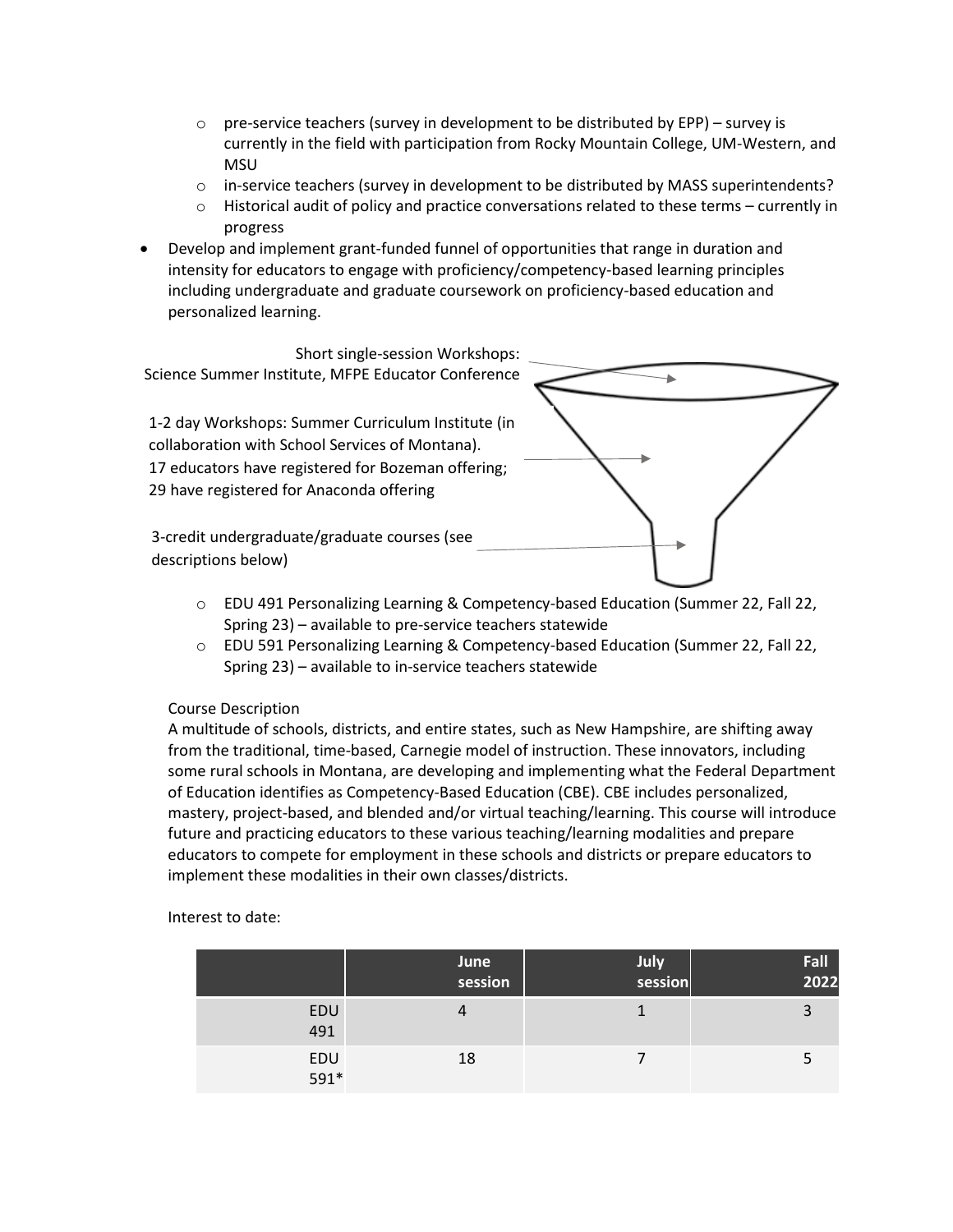- pre-service teachers (survey in development to be distributed by EPP) – survey is currently in the field with participation from Rocky Mountain College, UM-Western, and MSU
- in-service teachers (survey in development to be distributed by MASS superintendents?
- Historical audit of policy and practice conversations related to these terms – currently in progress

- Develop and implement grant-funded funnel of opportunities that range in duration and intensity for educators to engage with proficiency/competency-based learning principles including undergraduate and graduate coursework on proficiency-based education and personalized learning.

Short single-session Workshops: Science Summer Institute, MFPE Educator Conference

1-2 day Workshops: Summer Curriculum Institute (in collaboration with School Services of Montana). 17 educators have registered for Bozeman offering; 29 have registered for Anaconda offering

3-credit undergraduate/graduate courses (see descriptions below)

- EDU 491 Personalizing Learning & Competency-based Education (Summer 22, Fall 22, Spring 23) – available to pre-service teachers statewide
- EDU 591 Personalizing Learning & Competency-based Education (Summer 22, Fall 22, Spring 23) – available to in-service teachers statewide

Course Description

A multitude of schools, districts, and entire states, such as New Hampshire, are shifting away from the traditional, time-based, Carnegie model of instruction. These innovators, including some rural schools in Montana, are developing and implementing what the Federal Department of Education identifies as Competency-Based Education (CBE). CBE includes personalized, mastery, project-based, and blended and/or virtual teaching/learning. This course will introduce future and practicing educators to these various teaching/learning modalities and prepare educators to compete for employment in these schools and districts or prepare educators to implement these modalities in their own classes/districts.

Interest to date:

| | June session | July session | Fall 2022 |
|---|---|---|---|
| EDU 491 | 4 | 1 | 3 |
| EDU 591* | 18 | 7 | 5 |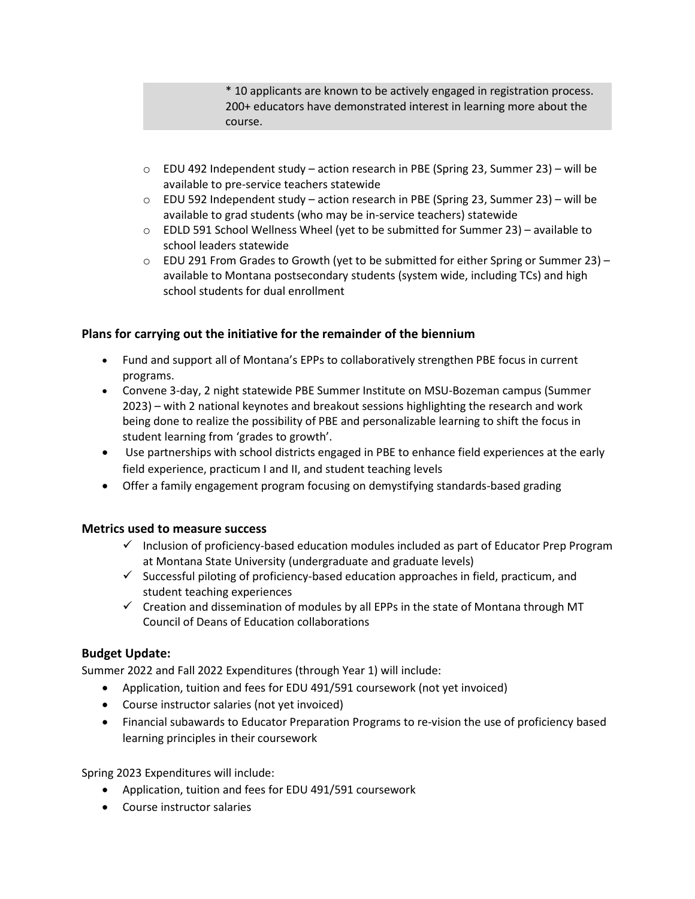* 10 applicants are known to be actively engaged in registration process. 200+ educators have demonstrated interest in learning more about the course.

- EDU 492 Independent study – action research in PBE (Spring 23, Summer 23) – will be available to pre-service teachers statewide
- EDU 592 Independent study – action research in PBE (Spring 23, Summer 23) – will be available to grad students (who may be in-service teachers) statewide
- EDLD 591 School Wellness Wheel (yet to be submitted for Summer 23) – available to school leaders statewide
- EDU 291 From Grades to Growth (yet to be submitted for either Spring or Summer 23) – available to Montana postsecondary students (system wide, including TCs) and high school students for dual enrollment

### Plans for carrying out the initiative for the remainder of the biennium

- Fund and support all of Montana's EPPs to collaboratively strengthen PBE focus in current programs.
- Convene 3-day, 2 night statewide PBE Summer Institute on MSU-Bozeman campus (Summer 2023) – with 2 national keynotes and breakout sessions highlighting the research and work being done to realize the possibility of PBE and personalizable learning to shift the focus in student learning from 'grades to growth'.
- Use partnerships with school districts engaged in PBE to enhance field experiences at the early field experience, practicum I and II, and student teaching levels
- Offer a family engagement program focusing on demystifying standards-based grading

### Metrics used to measure success

- ✓ Inclusion of proficiency-based education modules included as part of Educator Prep Program at Montana State University (undergraduate and graduate levels)
- ✓ Successful piloting of proficiency-based education approaches in field, practicum, and student teaching experiences
- ✓ Creation and dissemination of modules by all EPPs in the state of Montana through MT Council of Deans of Education collaborations

### Budget Update:

Summer 2022 and Fall 2022 Expenditures (through Year 1) will include:

- Application, tuition and fees for EDU 491/591 coursework (not yet invoiced)
- Course instructor salaries (not yet invoiced)
- Financial subawards to Educator Preparation Programs to re-vision the use of proficiency based learning principles in their coursework

Spring 2023 Expenditures will include:

- Application, tuition and fees for EDU 491/591 coursework
- Course instructor salaries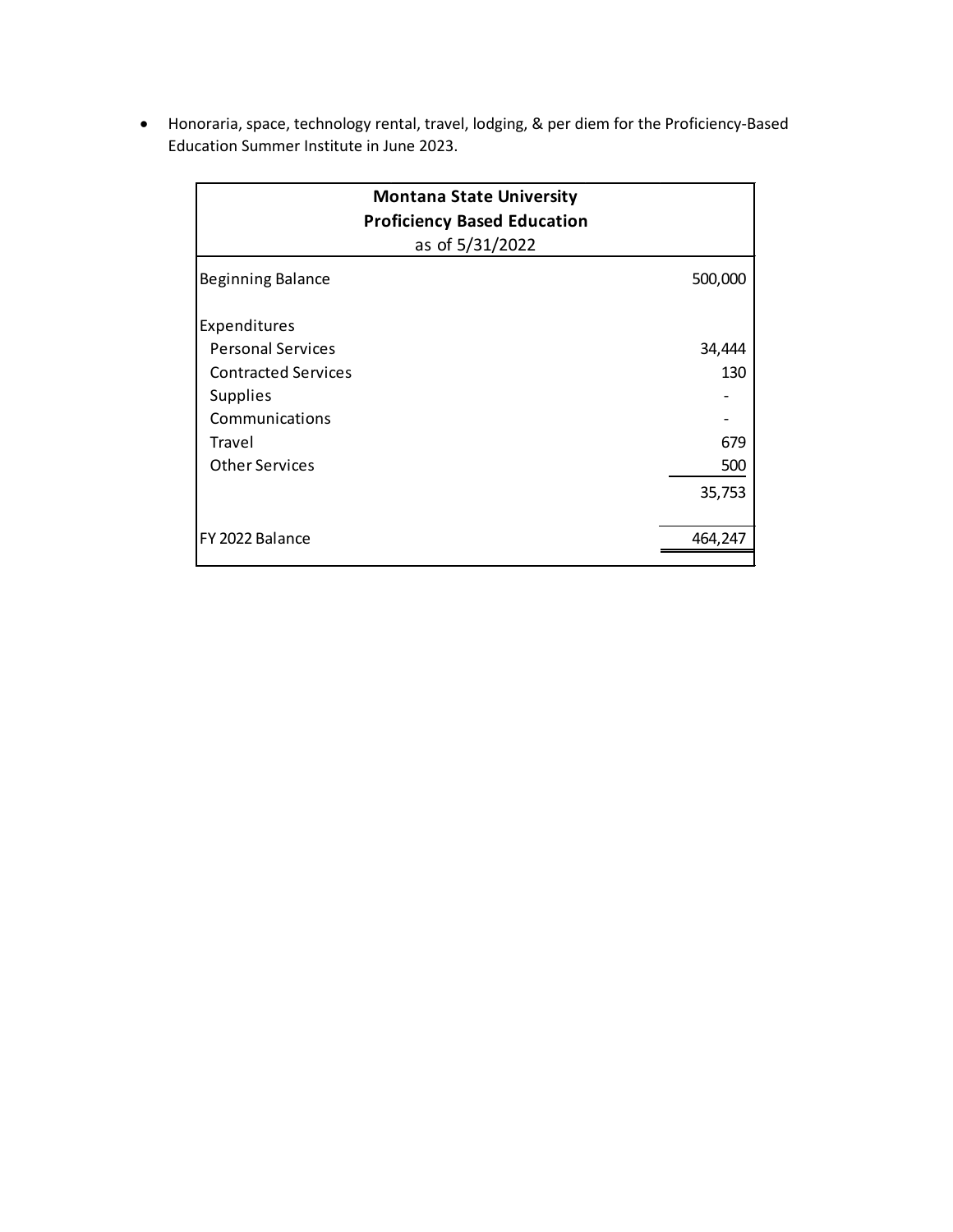- Honoraria, space, technology rental, travel, lodging, & per diem for the Proficiency-Based Education Summer Institute in June 2023.

| **Montana State University**<br>**Proficiency Based Education**<br>as of 5/31/2022 | |
|---|---|
| Beginning Balance | 500,000 |
| | |
| Expenditures | |
| Personal Services | 34,444 |
| Contracted Services | 130 |
| Supplies | - |
| Communications | - |
| Travel | 679 |
| Other Services | 500 |
| | 35,753 |
| | |
| FY 2022 Balance | 464,247 |